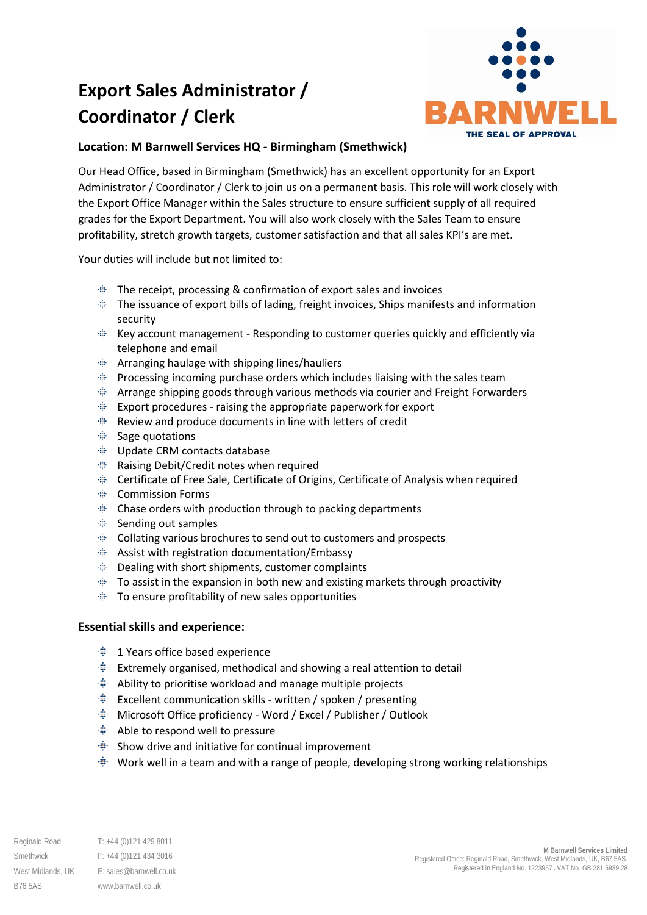# Export Sales Administrator / Coordinator / Clerk

BARNWELL
THE SEAL OF APPROVAL

### Location: M Barnwell Services HQ - Birmingham (Smethwick)

Our Head Office, based in Birmingham (Smethwick) has an excellent opportunity for an Export Administrator / Coordinator / Clerk to join us on a permanent basis. This role will work closely with the Export Office Manager within the Sales structure to ensure sufficient supply of all required grades for the Export Department. You will also work closely with the Sales Team to ensure profitability, stretch growth targets, customer satisfaction and that all sales KPI's are met.

Your duties will include but not limited to:

- The receipt, processing & confirmation of export sales and invoices
- The issuance of export bills of lading, freight invoices, Ships manifests and information security
- Key account management - Responding to customer queries quickly and efficiently via telephone and email
- Arranging haulage with shipping lines/hauliers
- Processing incoming purchase orders which includes liaising with the sales team
- Arrange shipping goods through various methods via courier and Freight Forwarders
- Export procedures - raising the appropriate paperwork for export
- Review and produce documents in line with letters of credit
- Sage quotations
- Update CRM contacts database
- Raising Debit/Credit notes when required
- Certificate of Free Sale, Certificate of Origins, Certificate of Analysis when required
- Commission Forms
- Chase orders with production through to packing departments
- Sending out samples
- Collating various brochures to send out to customers and prospects
- Assist with registration documentation/Embassy
- Dealing with short shipments, customer complaints
- To assist in the expansion in both new and existing markets through proactivity
- To ensure profitability of new sales opportunities

### Essential skills and experience:

- 1 Years office based experience
- Extremely organised, methodical and showing a real attention to detail
- Ability to prioritise workload and manage multiple projects
- Excellent communication skills - written / spoken / presenting
- Microsoft Office proficiency - Word / Excel / Publisher / Outlook
- Able to respond well to pressure
- Show drive and initiative for continual improvement
- Work well in a team and with a range of people, developing strong working relationships

Reginald Road
Smethwick
West Midlands, UK
B76 5AS

T: +44 (0)121 429 8011
F: +44 (0)121 434 3016
E: sales@barnwell.co.uk
www.barnwell.co.uk

**M Barnwell Services Limited**
Registered Office: Reginald Road, Smethwick, West Midlands, UK, B67 5AS.
Registered in England No. 1223957 · VAT No. GB 281 5939 28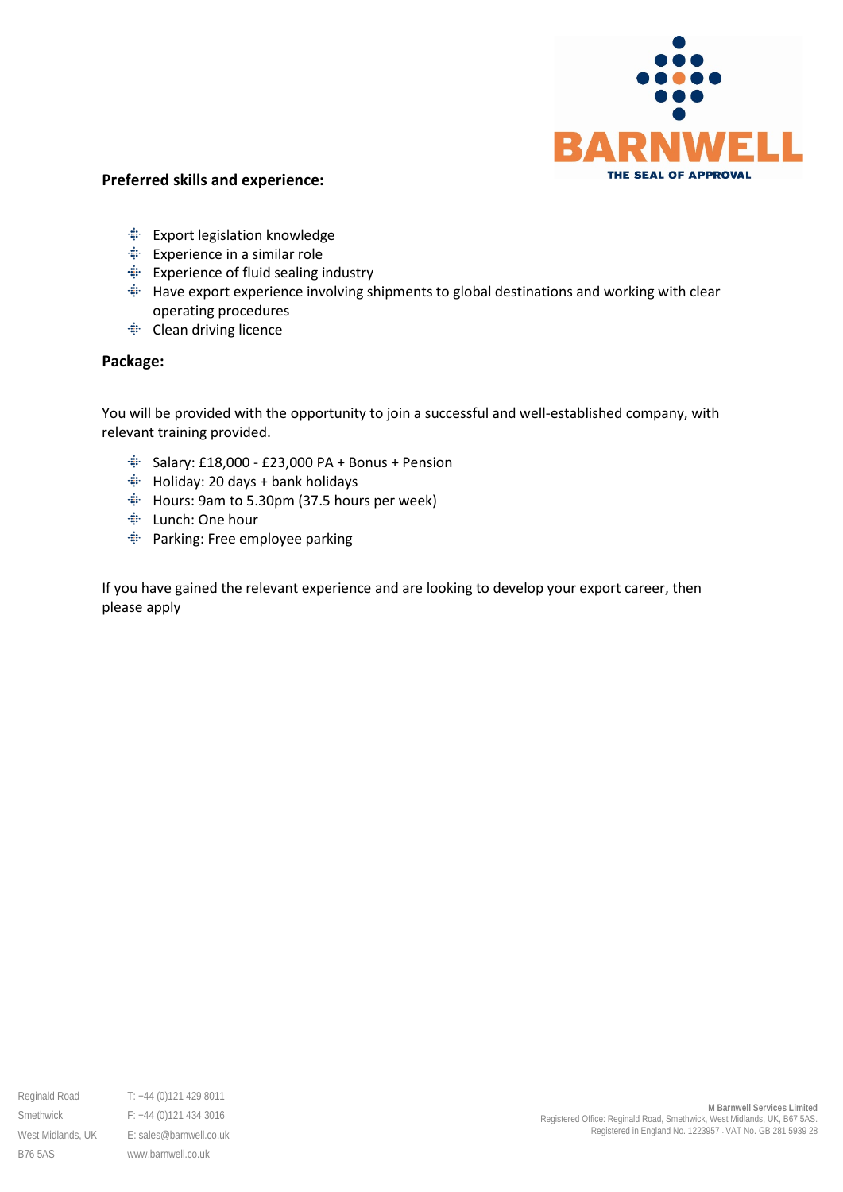**Preferred skills and experience:**

- Export legislation knowledge
- Experience in a similar role
- Experience of fluid sealing industry
- Have export experience involving shipments to global destinations and working with clear operating procedures
- Clean driving licence

**Package:**

You will be provided with the opportunity to join a successful and well-established company, with relevant training provided.

- Salary: £18,000 - £23,000 PA + Bonus + Pension
- Holiday: 20 days + bank holidays
- Hours: 9am to 5.30pm (37.5 hours per week)
- Lunch: One hour
- Parking: Free employee parking

If you have gained the relevant experience and are looking to develop your export career, then please apply